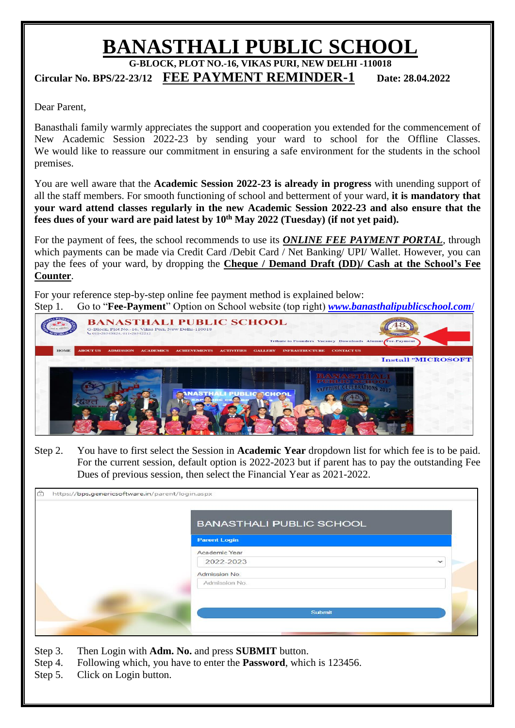# BANASTHALI PUBLIC SCHOOL

**G-BLOCK, PLOT NO.-16, VIKAS PURI, NEW DELHI -110018**

**Circular No. BPS/22-23/12** **FEE PAYMENT REMINDER-1** **Date: 28.04.2022**

Dear Parent,

Banasthali family warmly appreciates the support and cooperation you extended for the commencement of New Academic Session 2022-23 by sending your ward to school for the Offline Classes. We would like to reassure our commitment in ensuring a safe environment for the students in the school premises.

You are well aware that the **Academic Session 2022-23 is already in progress** with unending support of all the staff members. For smooth functioning of school and betterment of your ward, **it is mandatory that your ward attend classes regularly in the new Academic Session 2022-23 and also ensure that the fees dues of your ward are paid latest by 10th May 2022 (Tuesday) (if not yet paid).**

For the payment of fees, the school recommends to use its ***ONLINE FEE PAYMENT PORTAL***, through which payments can be made via Credit Card /Debit Card / Net Banking/ UPI/ Wallet. However, you can pay the fees of your ward, by dropping the **Cheque / Demand Draft (DD)/ Cash at the School's Fee Counter**.

For your reference step-by-step online fee payment method is explained below:

Step 1. Go to "**Fee-Payment**" Option on School website (top right) ***www.banasthalipublicschool.com/***

Step 2. You have to first select the Session in **Academic Year** dropdown list for which fee is to be paid. For the current session, default option is 2022-2023 but if parent has to pay the outstanding Fee Dues of previous session, then select the Financial Year as 2021-2022.

Step 3. Then Login with **Adm. No.** and press **SUBMIT** button.

Step 4. Following which, you have to enter the **Password**, which is 123456.

Step 5. Click on Login button.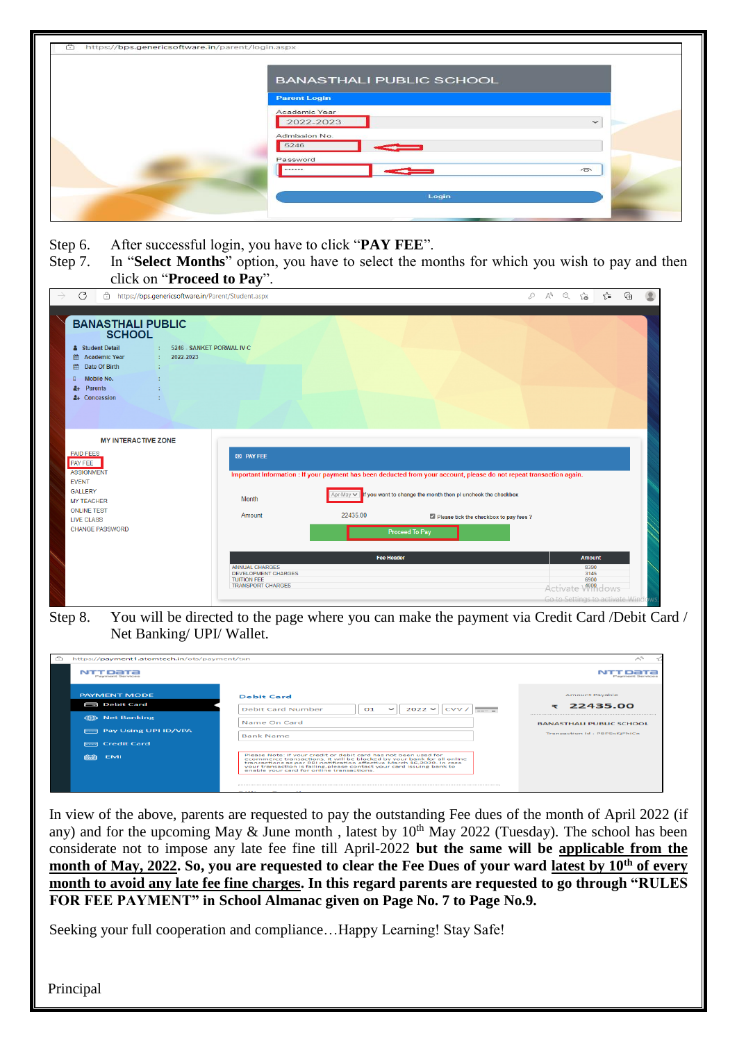Step 6. After successful login, you have to click "**PAY FEE**".

Step 7. In "**Select Months**" option, you have to select the months for which you wish to pay and then click on "**Proceed to Pay**".

Step 8. You will be directed to the page where you can make the payment via Credit Card /Debit Card / Net Banking/ UPI/ Wallet.

In view of the above, parents are requested to pay the outstanding Fee dues of the month of April 2022 (if any) and for the upcoming May & June month , latest by 10th May 2022 (Tuesday). The school has been considerate not to impose any late fee fine till April-2022 **but the same will be <u>applicable from the month of May, 2022</u>. So, you are requested to clear the Fee Dues of your ward <u>latest by 10th of every month to avoid any late fee fine charges</u>. In this regard parents are requested to go through "RULES FOR FEE PAYMENT" in School Almanac given on Page No. 7 to Page No.9.**

Seeking your full cooperation and compliance…Happy Learning! Stay Safe!

Principal